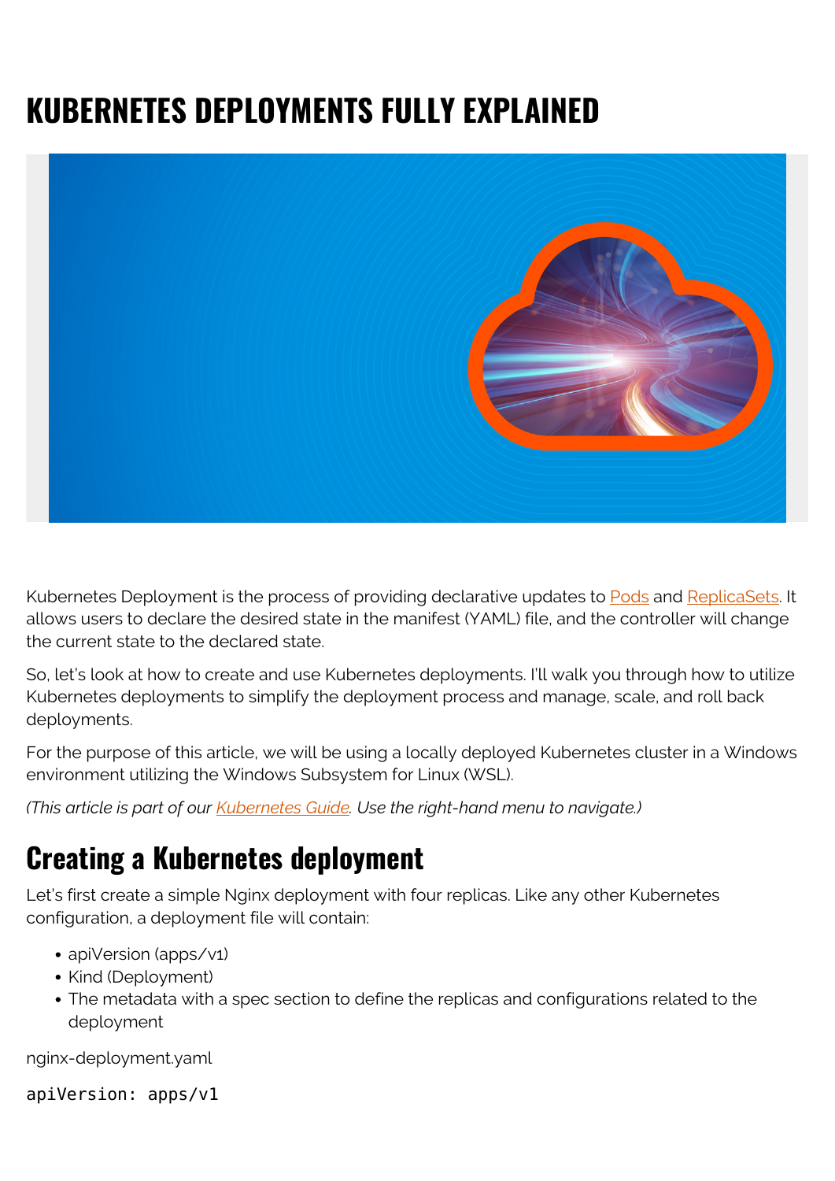# KUBERNETES DEPLOYMENTS FULLY EXPLAINED

Kubernetes Deployment is the process of providing declarative updates to Pods and ReplicaSets. It allows users to declare the desired state in the manifest (YAML) file, and the controller will change the current state to the declared state.

So, let's look at how to create and use Kubernetes deployments. I'll walk you through how to utilize Kubernetes deployments to simplify the deployment process and manage, scale, and roll back deployments.

For the purpose of this article, we will be using a locally deployed Kubernetes cluster in a Windows environment utilizing the Windows Subsystem for Linux (WSL).

*(This article is part of our Kubernetes Guide. Use the right-hand menu to navigate.)*

## Creating a Kubernetes deployment

Let's first create a simple Nginx deployment with four replicas. Like any other Kubernetes configuration, a deployment file will contain:

- apiVersion (apps/v1)
- Kind (Deployment)
- The metadata with a spec section to define the replicas and configurations related to the deployment

nginx-deployment.yaml

```
apiVersion: apps/v1
```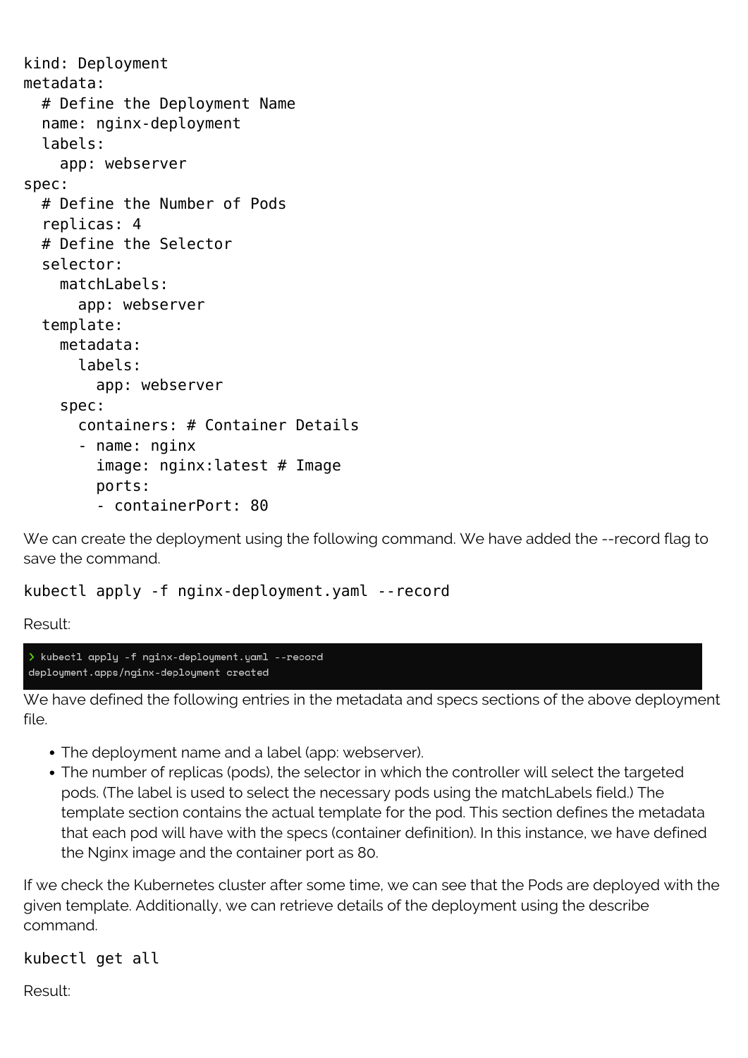```
kind: Deployment
metadata:
  # Define the Deployment Name
  name: nginx-deployment
  labels:
    app: webserver
spec:
  # Define the Number of Pods
  replicas: 4
  # Define the Selector
  selector:
    matchLabels:
      app: webserver
  template:
    metadata:
      labels:
        app: webserver
    spec:
      containers: # Container Details
      - name: nginx
        image: nginx:latest # Image
        ports:
        - containerPort: 80
```

We can create the deployment using the following command. We have added the --record flag to save the command.

```
kubectl apply -f nginx-deployment.yaml --record
```

Result:

```
❯ kubectl apply -f nginx-deployment.yaml --record
deployment.apps/nginx-deployment created
```

We have defined the following entries in the metadata and specs sections of the above deployment file.

- The deployment name and a label (app: webserver).
- The number of replicas (pods), the selector in which the controller will select the targeted pods. (The label is used to select the necessary pods using the matchLabels field.) The template section contains the actual template for the pod. This section defines the metadata that each pod will have with the specs (container definition). In this instance, we have defined the Nginx image and the container port as 80.

If we check the Kubernetes cluster after some time, we can see that the Pods are deployed with the given template. Additionally, we can retrieve details of the deployment using the describe command.

```
kubectl get all
```

Result: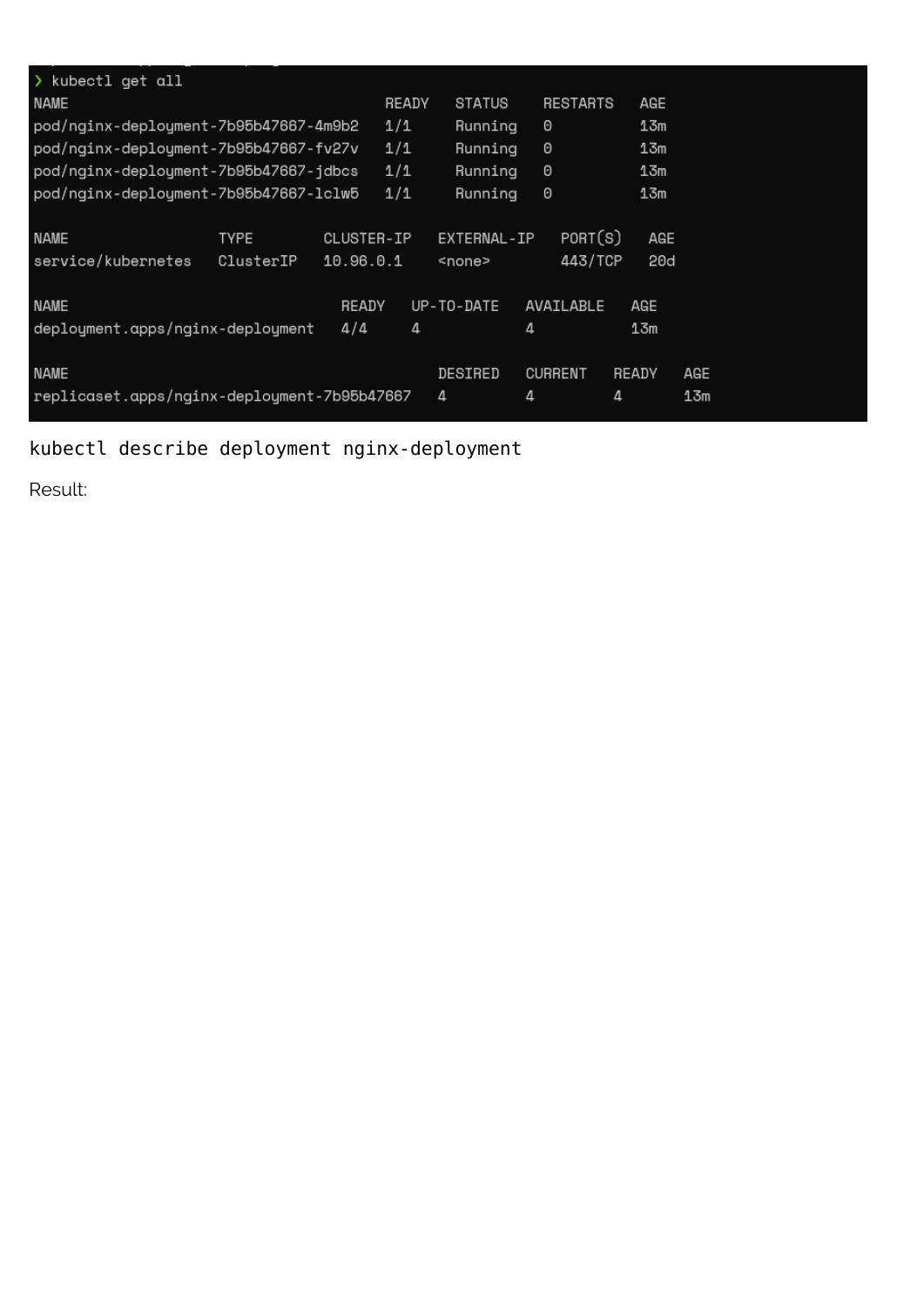```
❯ kubectl get all
NAME                                    READY   STATUS    RESTARTS   AGE
pod/nginx-deployment-7b95b47667-4m9b2   1/1     Running   0          13m
pod/nginx-deployment-7b95b47667-fv27v   1/1     Running   0          13m
pod/nginx-deployment-7b95b47667-jdbcs   1/1     Running   0          13m
pod/nginx-deployment-7b95b47667-lclw5   1/1     Running   0          13m

NAME                 TYPE        CLUSTER-IP   EXTERNAL-IP   PORT(S)   AGE
service/kubernetes   ClusterIP   10.96.0.1    <none>        443/TCP   20d

NAME                               READY   UP-TO-DATE   AVAILABLE   AGE
deployment.apps/nginx-deployment   4/4     4            4           13m

NAME                                          DESIRED   CURRENT   READY   AGE
replicaset.apps/nginx-deployment-7b95b47667   4         4         4       13m
```

```
kubectl describe deployment nginx-deployment
```

Result: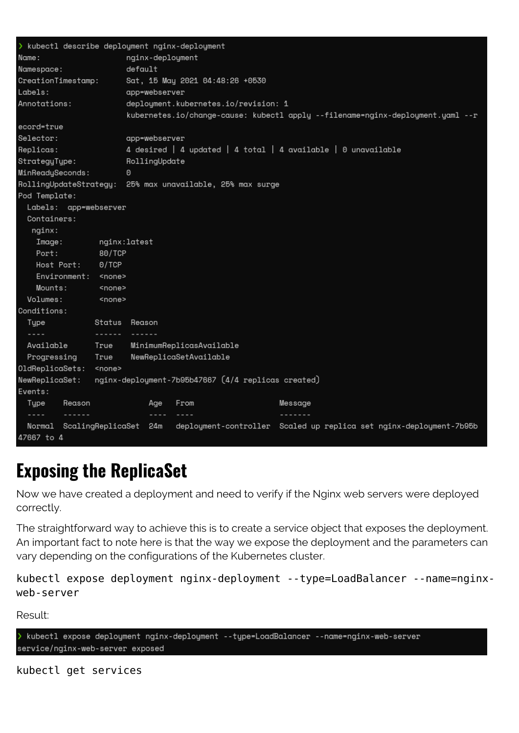```
> kubectl describe deployment nginx-deployment
Name:                   nginx-deployment
Namespace:              default
CreationTimestamp:      Sat, 15 May 2021 04:48:26 +0530
Labels:                 app=webserver
Annotations:            deployment.kubernetes.io/revision: 1
                        kubernetes.io/change-cause: kubectl apply --filename=nginx-deployment.yaml --r
ecord=true
Selector:               app=webserver
Replicas:               4 desired | 4 updated | 4 total | 4 available | 0 unavailable
StrategyType:           RollingUpdate
MinReadySeconds:        0
RollingUpdateStrategy:  25% max unavailable, 25% max surge
Pod Template:
  Labels:  app=webserver
  Containers:
   nginx:
    Image:        nginx:latest
    Port:         80/TCP
    Host Port:    0/TCP
    Environment:  <none>
    Mounts:       <none>
  Volumes:        <none>
Conditions:
  Type           Status  Reason
  ----           ------  ------
  Available      True    MinimumReplicasAvailable
  Progressing    True    NewReplicaSetAvailable
OldReplicaSets:  <none>
NewReplicaSet:   nginx-deployment-7b95b47667 (4/4 replicas created)
Events:
  Type    Reason             Age   From                   Message
  ----    ------             ----  ----                   -------
  Normal  ScalingReplicaSet  24m   deployment-controller  Scaled up replica set nginx-deployment-7b95b
47667 to 4
```

## Exposing the ReplicaSet

Now we have created a deployment and need to verify if the Nginx web servers were deployed correctly.

The straightforward way to achieve this is to create a service object that exposes the deployment. An important fact to note here is that the way we expose the deployment and the parameters can vary depending on the configurations of the Kubernetes cluster.

```
kubectl expose deployment nginx-deployment --type=LoadBalancer --name=nginx-web-server
```

Result:

```
> kubectl expose deployment nginx-deployment --type=LoadBalancer --name=nginx-web-server
service/nginx-web-server exposed
```

```
kubectl get services
```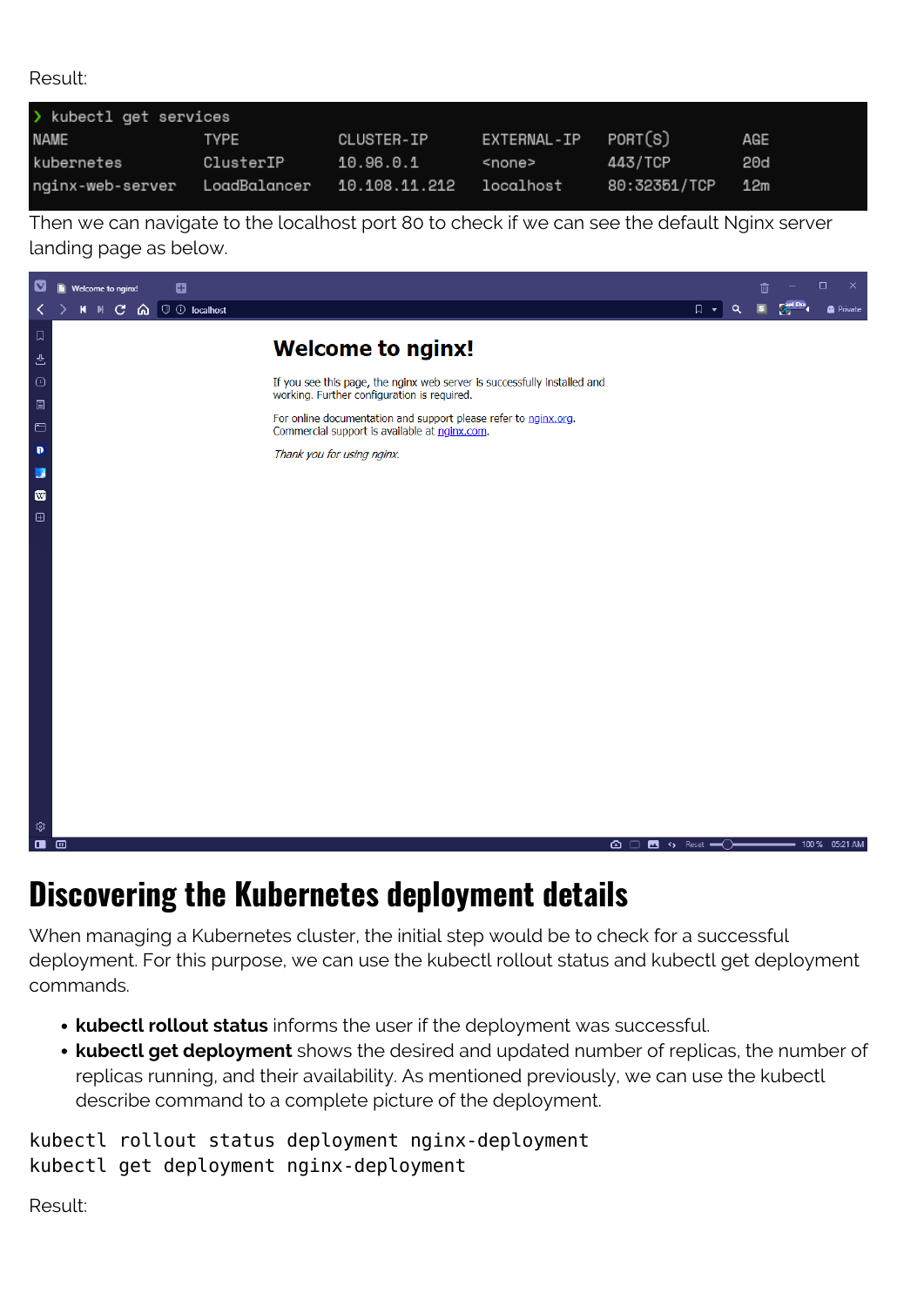Result:

```
❯ kubectl get services
NAME               TYPE           CLUSTER-IP      EXTERNAL-IP   PORT(S)        AGE
kubernetes         ClusterIP      10.96.0.1       <none>        443/TCP        20d
nginx-web-server   LoadBalancer   10.108.11.212   localhost     80:32351/TCP   12m
```

Then we can navigate to the localhost port 80 to check if we can see the default Nginx server landing page as below.

## Discovering the Kubernetes deployment details

When managing a Kubernetes cluster, the initial step would be to check for a successful deployment. For this purpose, we can use the kubectl rollout status and kubectl get deployment commands.

- **kubectl rollout status** informs the user if the deployment was successful.
- **kubectl get deployment** shows the desired and updated number of replicas, the number of replicas running, and their availability. As mentioned previously, we can use the kubectl describe command to a complete picture of the deployment.

```
kubectl rollout status deployment nginx-deployment
kubectl get deployment nginx-deployment
```

Result: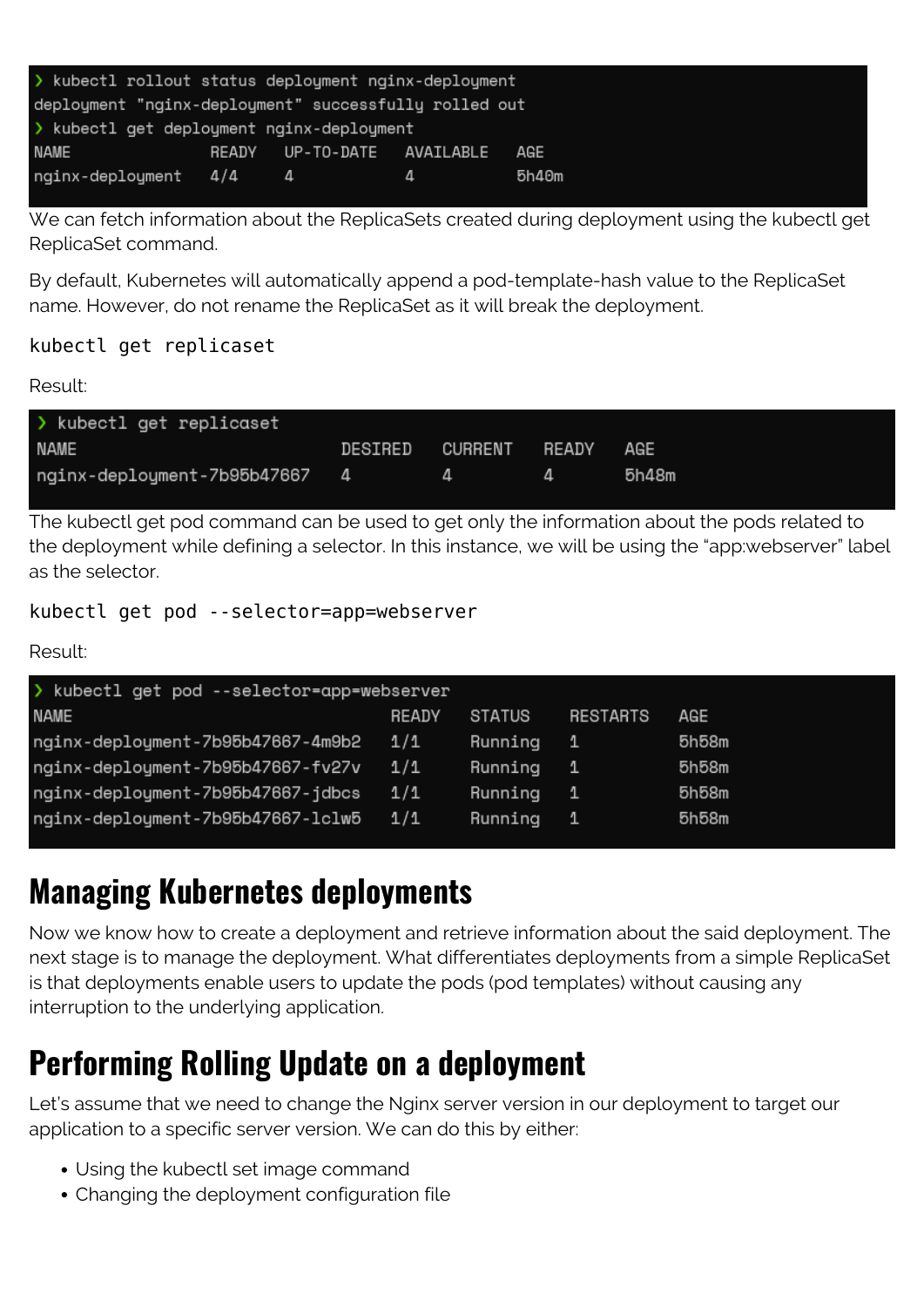```
❯ kubectl rollout status deployment nginx-deployment
deployment "nginx-deployment" successfully rolled out
❯ kubectl get deployment nginx-deployment
NAME               READY   UP-TO-DATE   AVAILABLE   AGE
nginx-deployment   4/4     4            4           5h40m
```

We can fetch information about the ReplicaSets created during deployment using the kubectl get ReplicaSet command.

By default, Kubernetes will automatically append a pod-template-hash value to the ReplicaSet name. However, do not rename the ReplicaSet as it will break the deployment.

```
kubectl get replicaset
```

Result:

```
❯ kubectl get replicaset
NAME                          DESIRED   CURRENT   READY   AGE
nginx-deployment-7b95b47667   4         4         4       5h48m
```

The kubectl get pod command can be used to get only the information about the pods related to the deployment while defining a selector. In this instance, we will be using the "app:webserver" label as the selector.

```
kubectl get pod --selector=app=webserver
```

Result:

```
❯ kubectl get pod --selector=app=webserver
NAME                                READY   STATUS    RESTARTS   AGE
nginx-deployment-7b95b47667-4m9b2   1/1     Running   1          5h58m
nginx-deployment-7b95b47667-fv27v   1/1     Running   1          5h58m
nginx-deployment-7b95b47667-jdbcs   1/1     Running   1          5h58m
nginx-deployment-7b95b47667-lclw5   1/1     Running   1          5h58m
```

# Managing Kubernetes deployments

Now we know how to create a deployment and retrieve information about the said deployment. The next stage is to manage the deployment. What differentiates deployments from a simple ReplicaSet is that deployments enable users to update the pods (pod templates) without causing any interruption to the underlying application.

# Performing Rolling Update on a deployment

Let's assume that we need to change the Nginx server version in our deployment to target our application to a specific server version. We can do this by either:

- Using the kubectl set image command
- Changing the deployment configuration file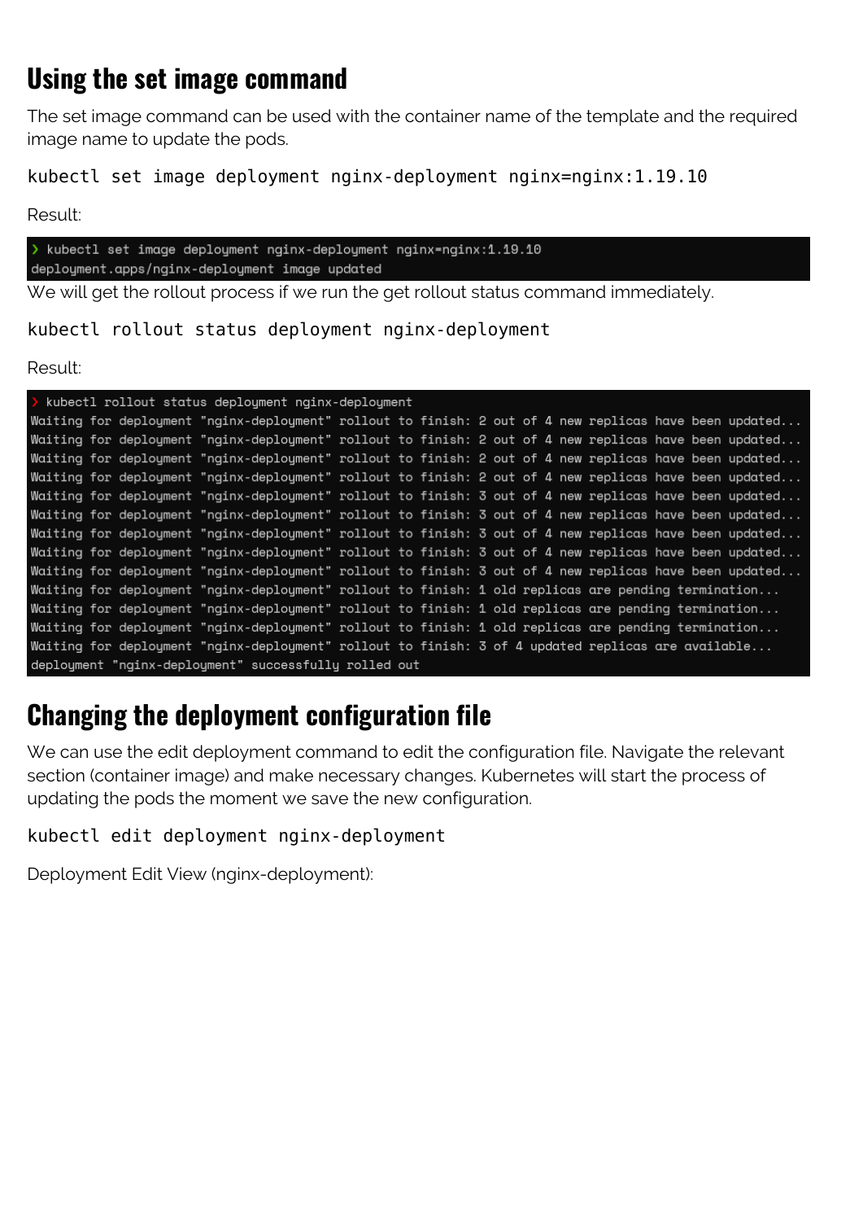## Using the set image command

The set image command can be used with the container name of the template and the required image name to update the pods.

```
kubectl set image deployment nginx-deployment nginx=nginx:1.19.10
```

Result:

```
❯ kubectl set image deployment nginx-deployment nginx=nginx:1.19.10
deployment.apps/nginx-deployment image updated
```

We will get the rollout process if we run the get rollout status command immediately.

```
kubectl rollout status deployment nginx-deployment
```

Result:

```
❯ kubectl rollout status deployment nginx-deployment
Waiting for deployment "nginx-deployment" rollout to finish: 2 out of 4 new replicas have been updated...
Waiting for deployment "nginx-deployment" rollout to finish: 2 out of 4 new replicas have been updated...
Waiting for deployment "nginx-deployment" rollout to finish: 2 out of 4 new replicas have been updated...
Waiting for deployment "nginx-deployment" rollout to finish: 2 out of 4 new replicas have been updated...
Waiting for deployment "nginx-deployment" rollout to finish: 3 out of 4 new replicas have been updated...
Waiting for deployment "nginx-deployment" rollout to finish: 3 out of 4 new replicas have been updated...
Waiting for deployment "nginx-deployment" rollout to finish: 3 out of 4 new replicas have been updated...
Waiting for deployment "nginx-deployment" rollout to finish: 3 out of 4 new replicas have been updated...
Waiting for deployment "nginx-deployment" rollout to finish: 3 out of 4 new replicas have been updated...
Waiting for deployment "nginx-deployment" rollout to finish: 1 old replicas are pending termination...
Waiting for deployment "nginx-deployment" rollout to finish: 1 old replicas are pending termination...
Waiting for deployment "nginx-deployment" rollout to finish: 1 old replicas are pending termination...
Waiting for deployment "nginx-deployment" rollout to finish: 3 of 4 updated replicas are available...
deployment "nginx-deployment" successfully rolled out
```

## Changing the deployment configuration file

We can use the edit deployment command to edit the configuration file. Navigate the relevant section (container image) and make necessary changes. Kubernetes will start the process of updating the pods the moment we save the new configuration.

```
kubectl edit deployment nginx-deployment
```

Deployment Edit View (nginx-deployment):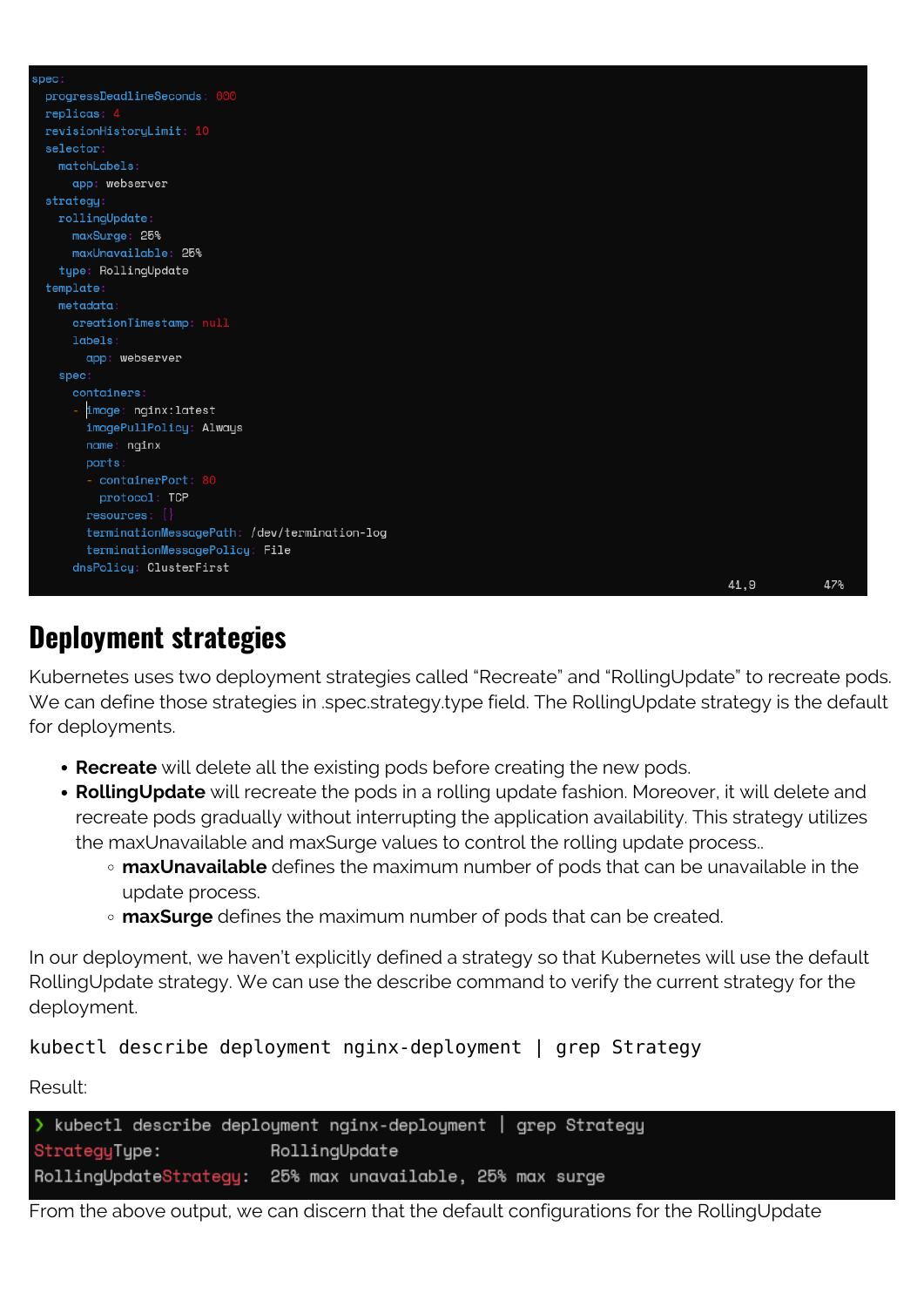```yaml
spec:
  progressDeadlineSeconds: 600
  replicas: 4
  revisionHistoryLimit: 10
  selector:
    matchLabels:
      app: webserver
  strategy:
    rollingUpdate:
      maxSurge: 25%
      maxUnavailable: 25%
    type: RollingUpdate
  template:
    metadata:
      creationTimestamp: null
      labels:
        app: webserver
    spec:
      containers:
      - image: nginx:latest
        imagePullPolicy: Always
        name: nginx
        ports:
        - containerPort: 80
          protocol: TCP
        resources: {}
        terminationMessagePath: /dev/termination-log
        terminationMessagePolicy: File
      dnsPolicy: ClusterFirst
                                                                41,9          47%
```

## Deployment strategies

Kubernetes uses two deployment strategies called "Recreate" and "RollingUpdate" to recreate pods. We can define those strategies in .spec.strategy.type field. The RollingUpdate strategy is the default for deployments.

- **Recreate** will delete all the existing pods before creating the new pods.
- **RollingUpdate** will recreate the pods in a rolling update fashion. Moreover, it will delete and recreate pods gradually without interrupting the application availability. This strategy utilizes the maxUnavailable and maxSurge values to control the rolling update process..
  - **maxUnavailable** defines the maximum number of pods that can be unavailable in the update process.
  - **maxSurge** defines the maximum number of pods that can be created.

In our deployment, we haven't explicitly defined a strategy so that Kubernetes will use the default RollingUpdate strategy. We can use the describe command to verify the current strategy for the deployment.

```
kubectl describe deployment nginx-deployment | grep Strategy
```

Result:

```
❯ kubectl describe deployment nginx-deployment | grep Strategy
StrategyType:           RollingUpdate
RollingUpdateStrategy:  25% max unavailable, 25% max surge
```

From the above output, we can discern that the default configurations for the RollingUpdate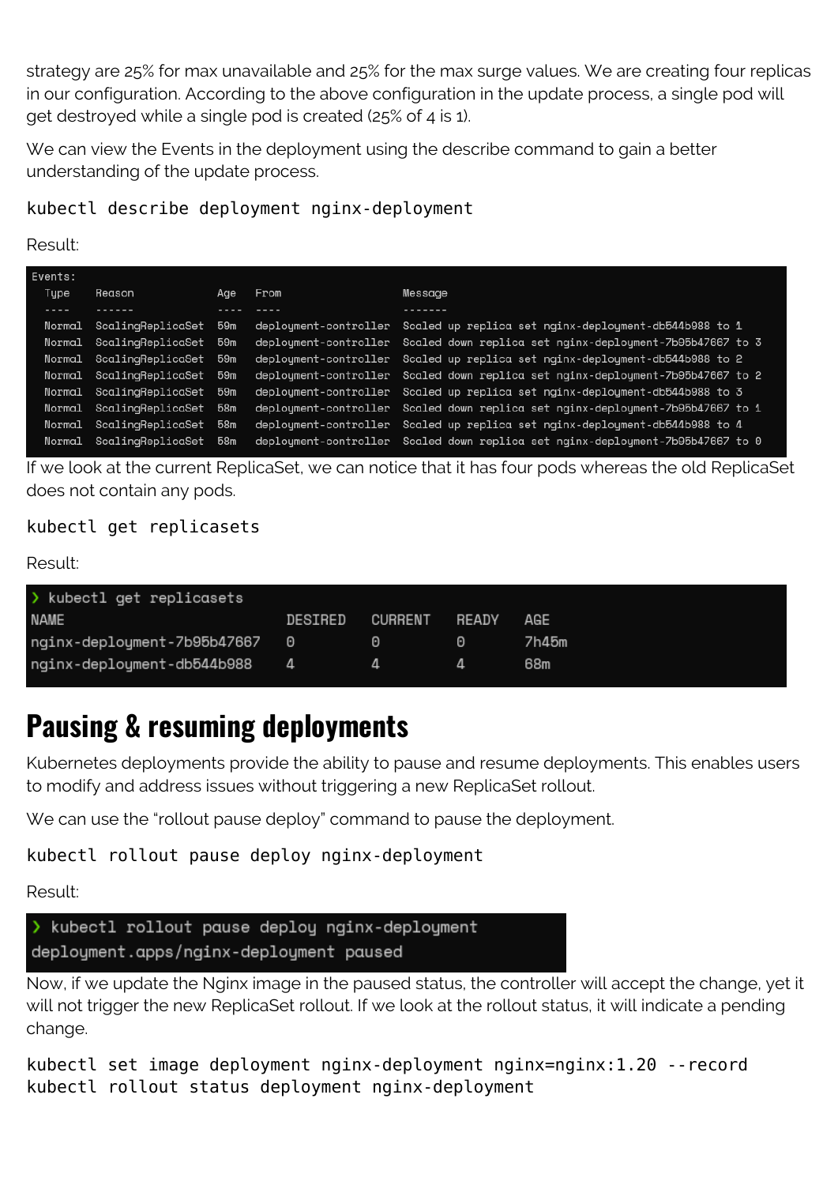strategy are 25% for max unavailable and 25% for the max surge values. We are creating four replicas in our configuration. According to the above configuration in the update process, a single pod will get destroyed while a single pod is created (25% of 4 is 1).

We can view the Events in the deployment using the describe command to gain a better understanding of the update process.

```
kubectl describe deployment nginx-deployment
```

Result:

```
Events:
  Type    Reason             Age   From                   Message
  ----    ------             ----  ----                   -------
  Normal  ScalingReplicaSet  59m   deployment-controller  Scaled up replica set nginx-deployment-db544b988 to 1
  Normal  ScalingReplicaSet  59m   deployment-controller  Scaled down replica set nginx-deployment-7b95b47667 to 3
  Normal  ScalingReplicaSet  59m   deployment-controller  Scaled up replica set nginx-deployment-db544b988 to 2
  Normal  ScalingReplicaSet  59m   deployment-controller  Scaled down replica set nginx-deployment-7b95b47667 to 2
  Normal  ScalingReplicaSet  59m   deployment-controller  Scaled up replica set nginx-deployment-db544b988 to 3
  Normal  ScalingReplicaSet  58m   deployment-controller  Scaled down replica set nginx-deployment-7b95b47667 to 1
  Normal  ScalingReplicaSet  58m   deployment-controller  Scaled up replica set nginx-deployment-db544b988 to 4
  Normal  ScalingReplicaSet  58m   deployment-controller  Scaled down replica set nginx-deployment-7b95b47667 to 0
```

If we look at the current ReplicaSet, we can notice that it has four pods whereas the old ReplicaSet does not contain any pods.

```
kubectl get replicasets
```

Result:

```
❯ kubectl get replicasets
NAME                          DESIRED   CURRENT   READY   AGE
nginx-deployment-7b95b47667   0         0         0       7h45m
nginx-deployment-db544b988    4         4         4       68m
```

# Pausing & resuming deployments

Kubernetes deployments provide the ability to pause and resume deployments. This enables users to modify and address issues without triggering a new ReplicaSet rollout.

We can use the "rollout pause deploy" command to pause the deployment.

```
kubectl rollout pause deploy nginx-deployment
```

Result:

```
❯ kubectl rollout pause deploy nginx-deployment
deployment.apps/nginx-deployment paused
```

Now, if we update the Nginx image in the paused status, the controller will accept the change, yet it will not trigger the new ReplicaSet rollout. If we look at the rollout status, it will indicate a pending change.

```
kubectl set image deployment nginx-deployment nginx=nginx:1.20 --record
kubectl rollout status deployment nginx-deployment
```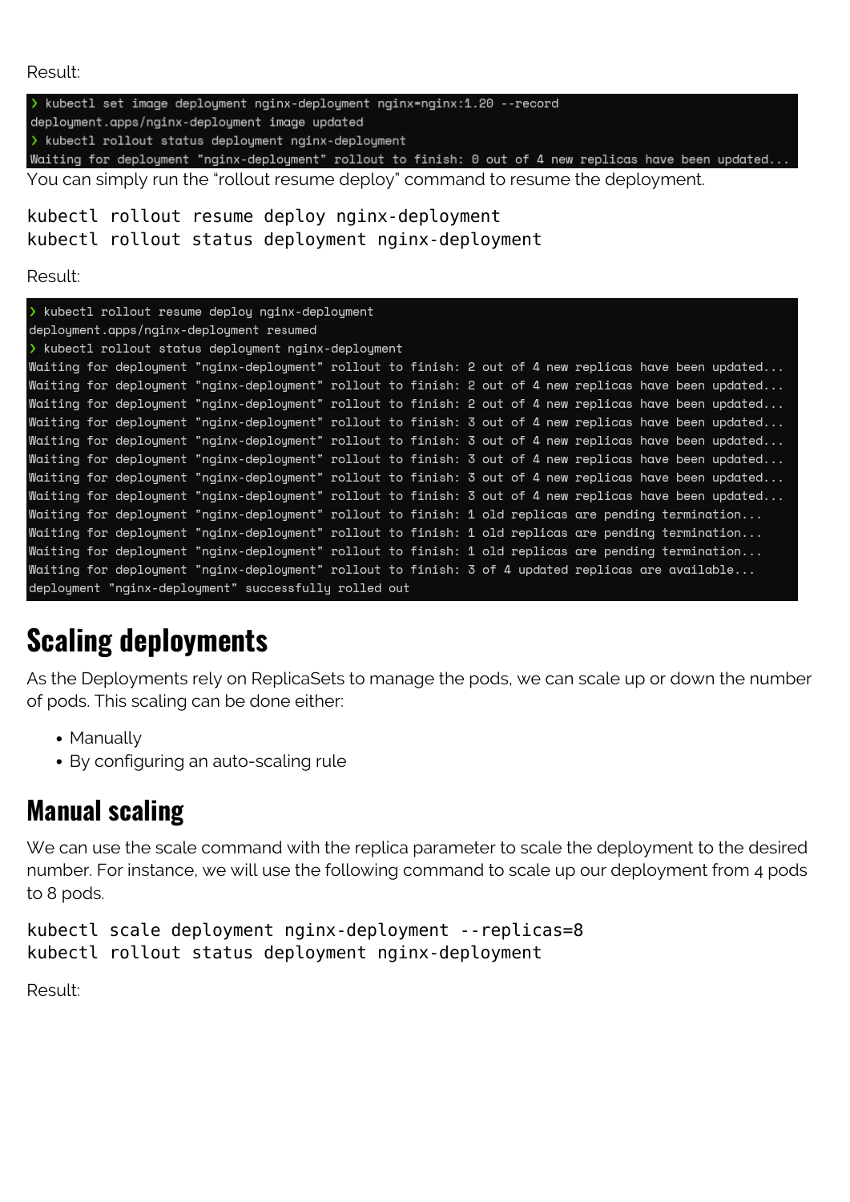Result:

```
❯ kubectl set image deployment nginx-deployment nginx=nginx:1.20 --record
deployment.apps/nginx-deployment image updated
❯ kubectl rollout status deployment nginx-deployment
Waiting for deployment "nginx-deployment" rollout to finish: 0 out of 4 new replicas have been updated...
```

You can simply run the "rollout resume deploy" command to resume the deployment.

```
kubectl rollout resume deploy nginx-deployment
kubectl rollout status deployment nginx-deployment
```

Result:

```
❯ kubectl rollout resume deploy nginx-deployment
deployment.apps/nginx-deployment resumed
❯ kubectl rollout status deployment nginx-deployment
Waiting for deployment "nginx-deployment" rollout to finish: 2 out of 4 new replicas have been updated...
Waiting for deployment "nginx-deployment" rollout to finish: 2 out of 4 new replicas have been updated...
Waiting for deployment "nginx-deployment" rollout to finish: 2 out of 4 new replicas have been updated...
Waiting for deployment "nginx-deployment" rollout to finish: 3 out of 4 new replicas have been updated...
Waiting for deployment "nginx-deployment" rollout to finish: 3 out of 4 new replicas have been updated...
Waiting for deployment "nginx-deployment" rollout to finish: 3 out of 4 new replicas have been updated...
Waiting for deployment "nginx-deployment" rollout to finish: 3 out of 4 new replicas have been updated...
Waiting for deployment "nginx-deployment" rollout to finish: 3 out of 4 new replicas have been updated...
Waiting for deployment "nginx-deployment" rollout to finish: 1 old replicas are pending termination...
Waiting for deployment "nginx-deployment" rollout to finish: 1 old replicas are pending termination...
Waiting for deployment "nginx-deployment" rollout to finish: 1 old replicas are pending termination...
Waiting for deployment "nginx-deployment" rollout to finish: 3 of 4 updated replicas are available...
deployment "nginx-deployment" successfully rolled out
```

# Scaling deployments

As the Deployments rely on ReplicaSets to manage the pods, we can scale up or down the number of pods. This scaling can be done either:

- Manually
- By configuring an auto-scaling rule

## Manual scaling

We can use the scale command with the replica parameter to scale the deployment to the desired number. For instance, we will use the following command to scale up our deployment from 4 pods to 8 pods.

```
kubectl scale deployment nginx-deployment --replicas=8
kubectl rollout status deployment nginx-deployment
```

Result: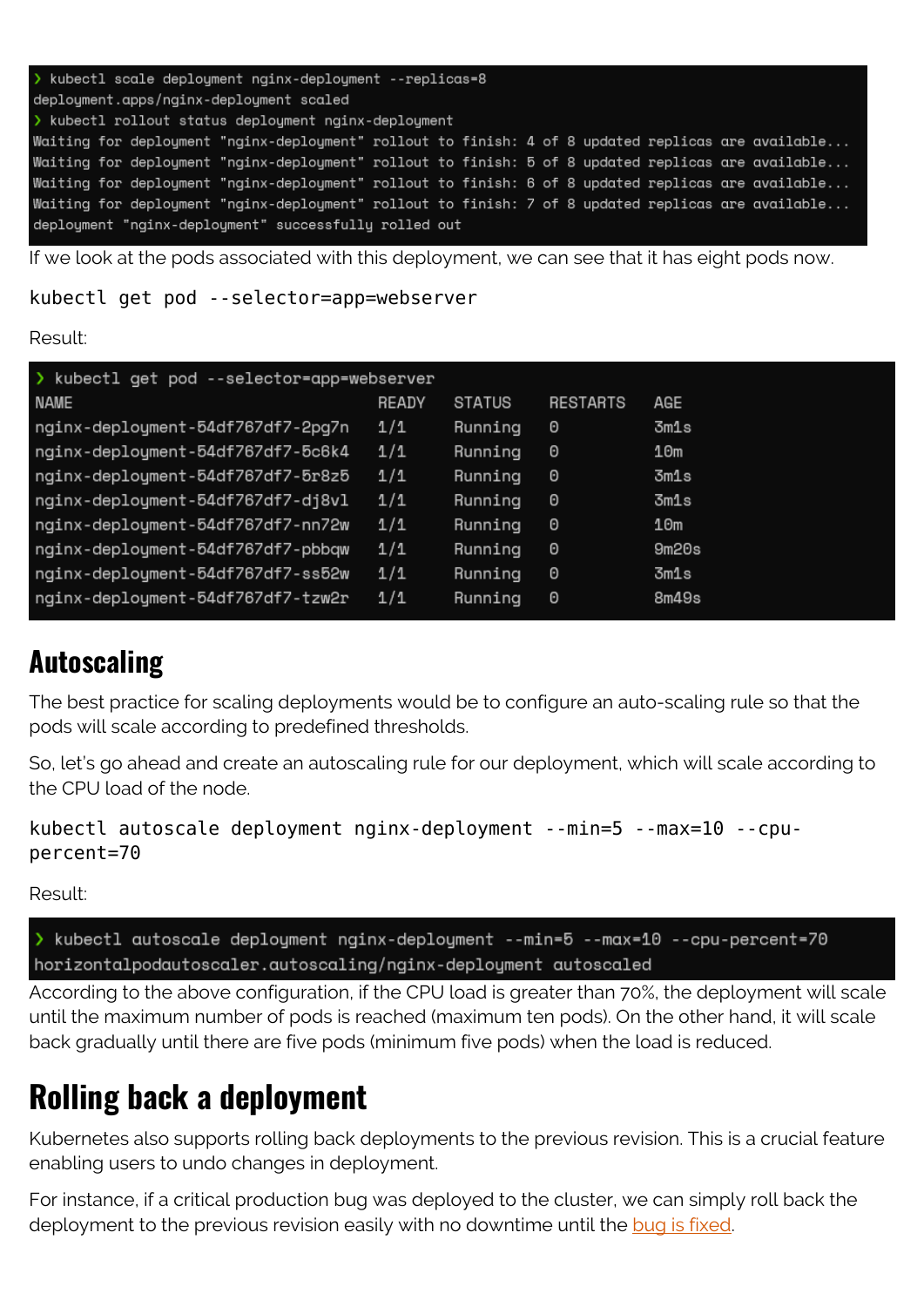```
❯ kubectl scale deployment nginx-deployment --replicas=8
deployment.apps/nginx-deployment scaled
❯ kubectl rollout status deployment nginx-deployment
Waiting for deployment "nginx-deployment" rollout to finish: 4 of 8 updated replicas are available...
Waiting for deployment "nginx-deployment" rollout to finish: 5 of 8 updated replicas are available...
Waiting for deployment "nginx-deployment" rollout to finish: 6 of 8 updated replicas are available...
Waiting for deployment "nginx-deployment" rollout to finish: 7 of 8 updated replicas are available...
deployment "nginx-deployment" successfully rolled out
```

If we look at the pods associated with this deployment, we can see that it has eight pods now.

```
kubectl get pod --selector=app=webserver
```

Result:

```
❯ kubectl get pod --selector=app=webserver
NAME                               READY   STATUS    RESTARTS   AGE
nginx-deployment-54df767df7-2pg7n   1/1     Running   0          3m1s
nginx-deployment-54df767df7-5c6k4   1/1     Running   0          10m
nginx-deployment-54df767df7-5r8z5   1/1     Running   0          3m1s
nginx-deployment-54df767df7-dj8vl   1/1     Running   0          3m1s
nginx-deployment-54df767df7-nn72w   1/1     Running   0          10m
nginx-deployment-54df767df7-pbbqw   1/1     Running   0          9m20s
nginx-deployment-54df767df7-ss52w   1/1     Running   0          3m1s
nginx-deployment-54df767df7-tzw2r   1/1     Running   0          8m49s
```

## Autoscaling

The best practice for scaling deployments would be to configure an auto-scaling rule so that the pods will scale according to predefined thresholds.

So, let's go ahead and create an autoscaling rule for our deployment, which will scale according to the CPU load of the node.

```
kubectl autoscale deployment nginx-deployment --min=5 --max=10 --cpu-percent=70
```

Result:

```
❯ kubectl autoscale deployment nginx-deployment --min=5 --max=10 --cpu-percent=70
horizontalpodautoscaler.autoscaling/nginx-deployment autoscaled
```

According to the above configuration, if the CPU load is greater than 70%, the deployment will scale until the maximum number of pods is reached (maximum ten pods). On the other hand, it will scale back gradually until there are five pods (minimum five pods) when the load is reduced.

## Rolling back a deployment

Kubernetes also supports rolling back deployments to the previous revision. This is a crucial feature enabling users to undo changes in deployment.

For instance, if a critical production bug was deployed to the cluster, we can simply roll back the deployment to the previous revision easily with no downtime until the bug is fixed.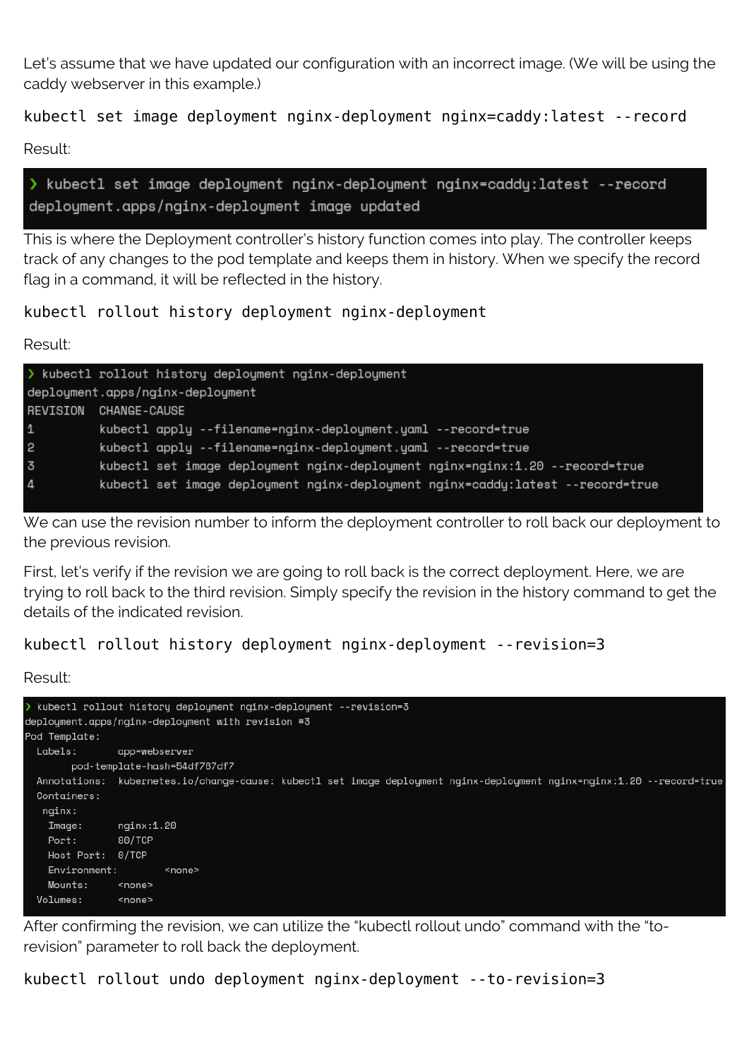Let's assume that we have updated our configuration with an incorrect image. (We will be using the caddy webserver in this example.)

```
kubectl set image deployment nginx-deployment nginx=caddy:latest --record
```

Result:

```
❯ kubectl set image deployment nginx-deployment nginx=caddy:latest --record
deployment.apps/nginx-deployment image updated
```

This is where the Deployment controller's history function comes into play. The controller keeps track of any changes to the pod template and keeps them in history. When we specify the record flag in a command, it will be reflected in the history.

```
kubectl rollout history deployment nginx-deployment
```

Result:

```
❯ kubectl rollout history deployment nginx-deployment
deployment.apps/nginx-deployment
REVISION  CHANGE-CAUSE
1         kubectl apply --filename=nginx-deployment.yaml --record=true
2         kubectl apply --filename=nginx-deployment.yaml --record=true
3         kubectl set image deployment nginx-deployment nginx=nginx:1.20 --record=true
4         kubectl set image deployment nginx-deployment nginx=caddy:latest --record=true
```

We can use the revision number to inform the deployment controller to roll back our deployment to the previous revision.

First, let's verify if the revision we are going to roll back is the correct deployment. Here, we are trying to roll back to the third revision. Simply specify the revision in the history command to get the details of the indicated revision.

```
kubectl rollout history deployment nginx-deployment --revision=3
```

Result:

```
❯ kubectl rollout history deployment nginx-deployment --revision=3
deployment.apps/nginx-deployment with revision #3
Pod Template:
  Labels:       app=webserver
        pod-template-hash=54df787df7
  Annotations:  kubernetes.io/change-cause: kubectl set image deployment nginx-deployment nginx=nginx:1.20 --record=true
  Containers:
   nginx:
    Image:      nginx:1.20
    Port:       80/TCP
    Host Port:  0/TCP
    Environment:        <none>
    Mounts:     <none>
  Volumes:      <none>
```

After confirming the revision, we can utilize the "kubectl rollout undo" command with the "to-revision" parameter to roll back the deployment.

```
kubectl rollout undo deployment nginx-deployment --to-revision=3
```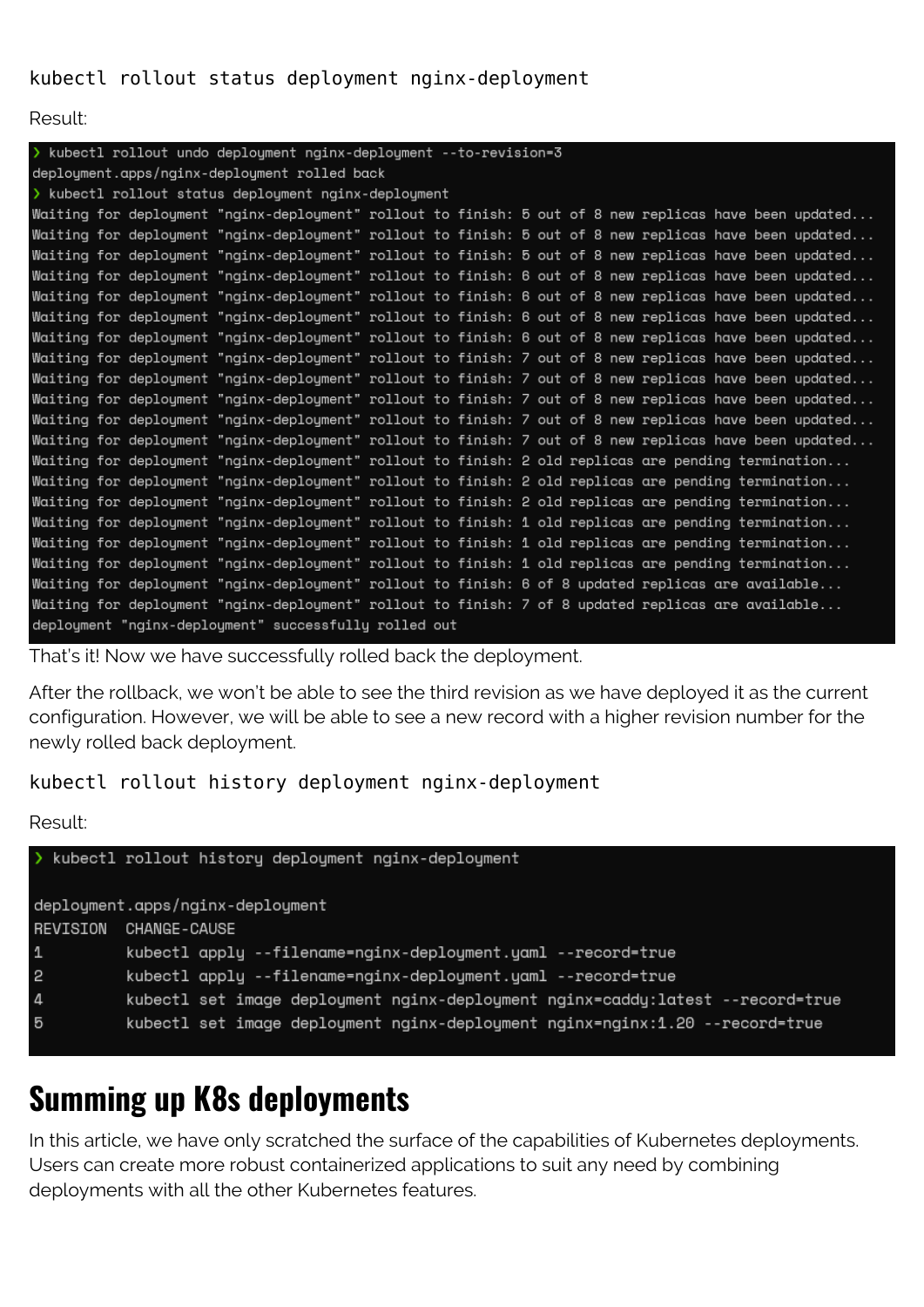```
kubectl rollout status deployment nginx-deployment
```

Result:

```
❯ kubectl rollout undo deployment nginx-deployment --to-revision=3
deployment.apps/nginx-deployment rolled back
❯ kubectl rollout status deployment nginx-deployment
Waiting for deployment "nginx-deployment" rollout to finish: 5 out of 8 new replicas have been updated...
Waiting for deployment "nginx-deployment" rollout to finish: 5 out of 8 new replicas have been updated...
Waiting for deployment "nginx-deployment" rollout to finish: 5 out of 8 new replicas have been updated...
Waiting for deployment "nginx-deployment" rollout to finish: 6 out of 8 new replicas have been updated...
Waiting for deployment "nginx-deployment" rollout to finish: 6 out of 8 new replicas have been updated...
Waiting for deployment "nginx-deployment" rollout to finish: 6 out of 8 new replicas have been updated...
Waiting for deployment "nginx-deployment" rollout to finish: 6 out of 8 new replicas have been updated...
Waiting for deployment "nginx-deployment" rollout to finish: 7 out of 8 new replicas have been updated...
Waiting for deployment "nginx-deployment" rollout to finish: 7 out of 8 new replicas have been updated...
Waiting for deployment "nginx-deployment" rollout to finish: 7 out of 8 new replicas have been updated...
Waiting for deployment "nginx-deployment" rollout to finish: 7 out of 8 new replicas have been updated...
Waiting for deployment "nginx-deployment" rollout to finish: 7 out of 8 new replicas have been updated...
Waiting for deployment "nginx-deployment" rollout to finish: 2 old replicas are pending termination...
Waiting for deployment "nginx-deployment" rollout to finish: 2 old replicas are pending termination...
Waiting for deployment "nginx-deployment" rollout to finish: 2 old replicas are pending termination...
Waiting for deployment "nginx-deployment" rollout to finish: 1 old replicas are pending termination...
Waiting for deployment "nginx-deployment" rollout to finish: 1 old replicas are pending termination...
Waiting for deployment "nginx-deployment" rollout to finish: 1 old replicas are pending termination...
Waiting for deployment "nginx-deployment" rollout to finish: 6 of 8 updated replicas are available...
Waiting for deployment "nginx-deployment" rollout to finish: 7 of 8 updated replicas are available...
deployment "nginx-deployment" successfully rolled out
```

That's it! Now we have successfully rolled back the deployment.

After the rollback, we won't be able to see the third revision as we have deployed it as the current configuration. However, we will be able to see a new record with a higher revision number for the newly rolled back deployment.

```
kubectl rollout history deployment nginx-deployment
```

Result:

```
❯ kubectl rollout history deployment nginx-deployment

deployment.apps/nginx-deployment
REVISION  CHANGE-CAUSE
1         kubectl apply --filename=nginx-deployment.yaml --record=true
2         kubectl apply --filename=nginx-deployment.yaml --record=true
4         kubectl set image deployment nginx-deployment nginx=caddy:latest --record=true
5         kubectl set image deployment nginx-deployment nginx=nginx:1.20 --record=true
```

## Summing up K8s deployments

In this article, we have only scratched the surface of the capabilities of Kubernetes deployments. Users can create more robust containerized applications to suit any need by combining deployments with all the other Kubernetes features.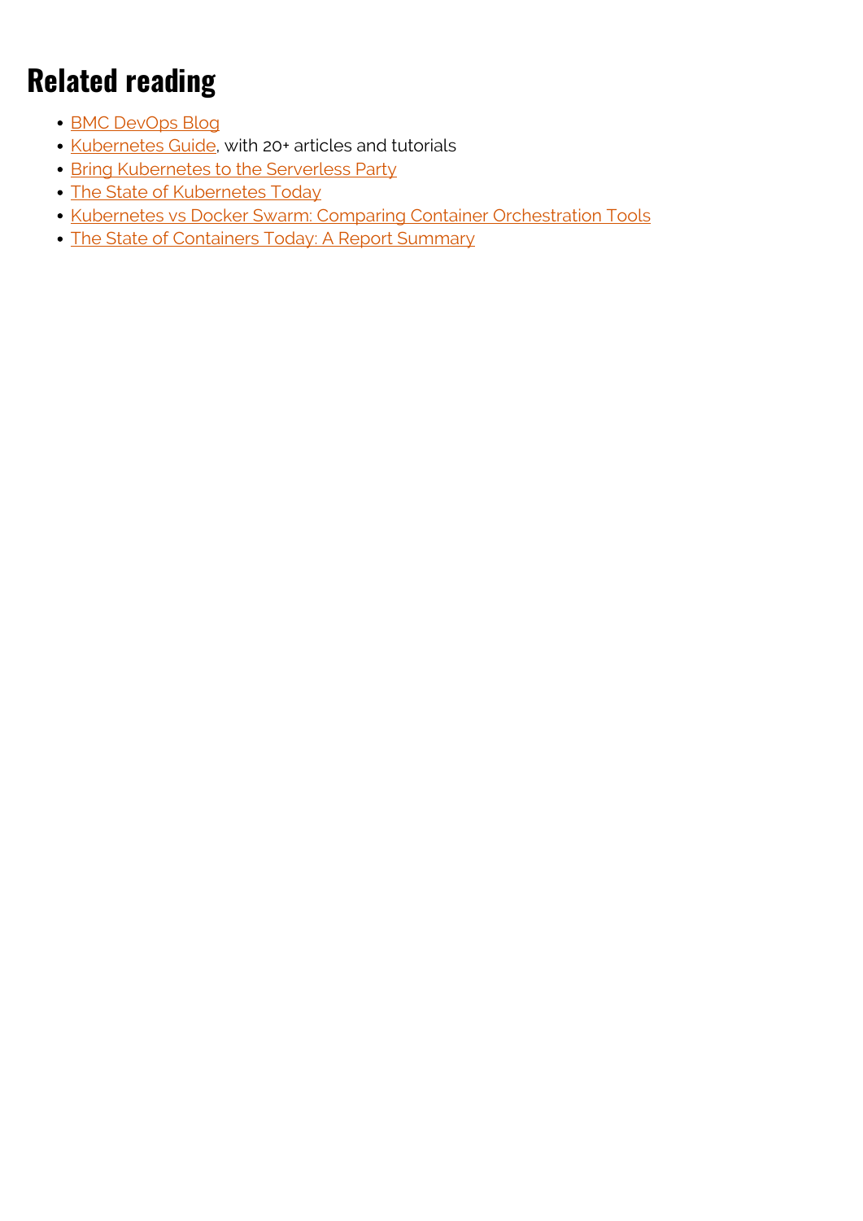## Related reading

- BMC DevOps Blog
- Kubernetes Guide, with 20+ articles and tutorials
- Bring Kubernetes to the Serverless Party
- The State of Kubernetes Today
- Kubernetes vs Docker Swarm: Comparing Container Orchestration Tools
- The State of Containers Today: A Report Summary